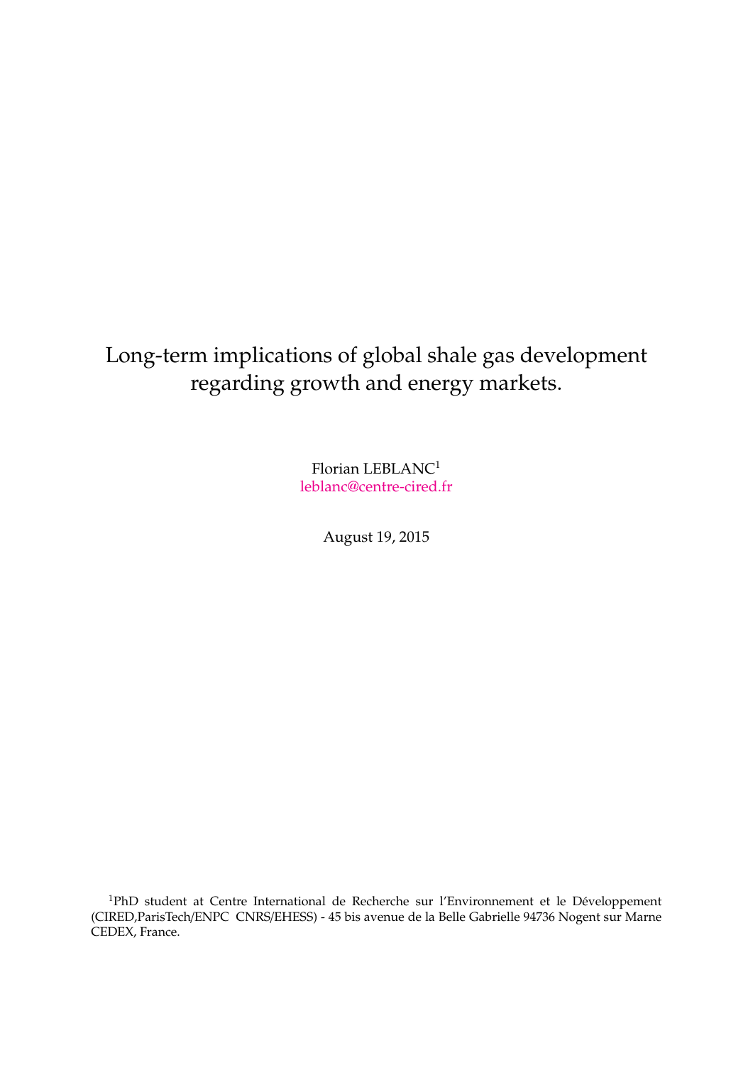# Long-term implications of global shale gas development regarding growth and energy markets.

Florian LEBLANC[1]
leblanc@centre-cired.fr

August 19, 2015

[1]PhD student at Centre International de Recherche sur l'Environnement et le Développement (CIRED,ParisTech/ENPC CNRS/EHESS) - 45 bis avenue de la Belle Gabrielle 94736 Nogent sur Marne CEDEX, France.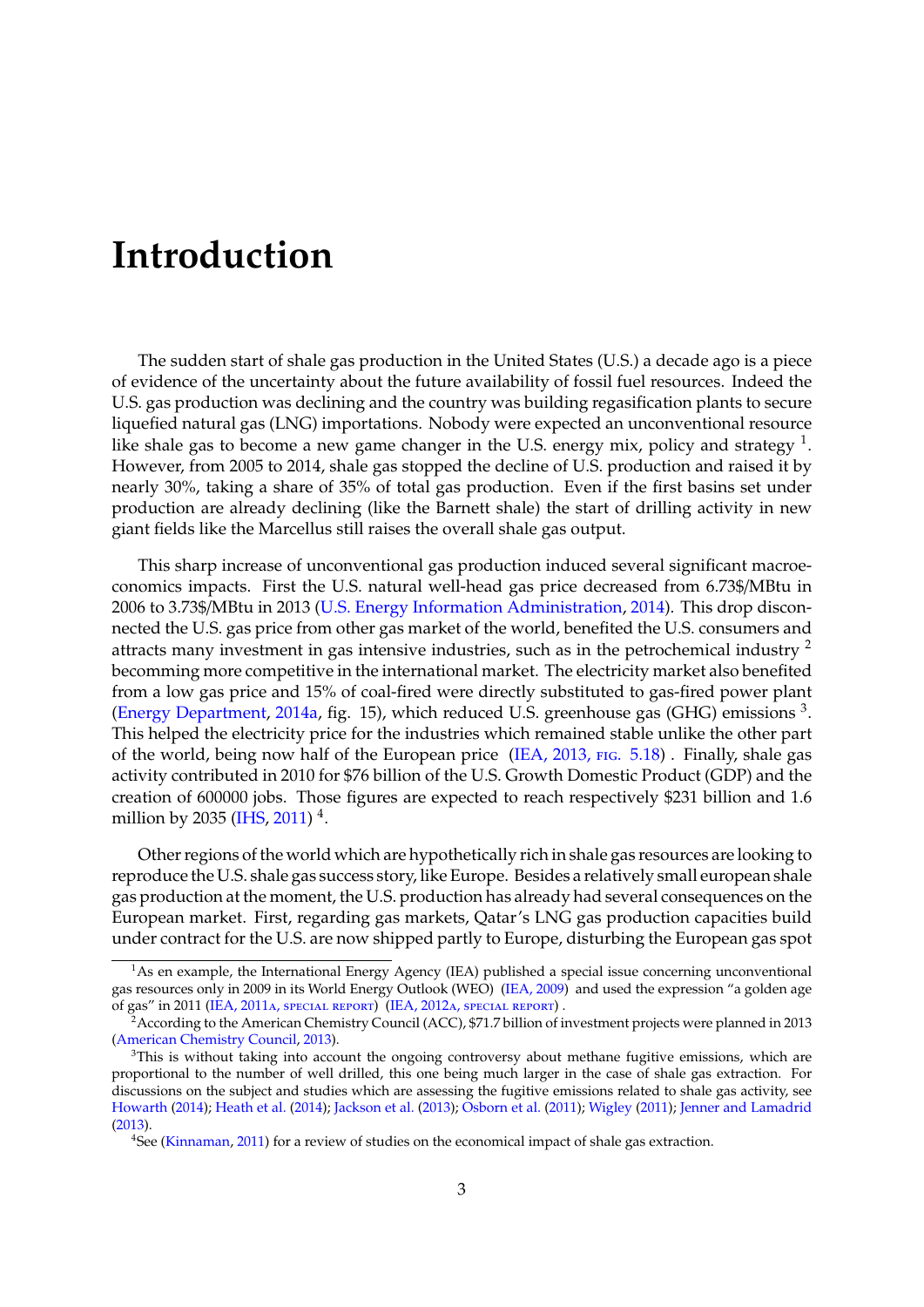# Introduction

The sudden start of shale gas production in the United States (U.S.) a decade ago is a piece of evidence of the uncertainty about the future availability of fossil fuel resources. Indeed the U.S. gas production was declining and the country was building regasification plants to secure liquefied natural gas (LNG) importations. Nobody were expected an unconventional resource like shale gas to become a new game changer in the U.S. energy mix, policy and strategy [1]. However, from 2005 to 2014, shale gas stopped the decline of U.S. production and raised it by nearly 30%, taking a share of 35% of total gas production. Even if the first basins set under production are already declining (like the Barnett shale) the start of drilling activity in new giant fields like the Marcellus still raises the overall shale gas output.

This sharp increase of unconventional gas production induced several significant macroeconomics impacts. First the U.S. natural well-head gas price decreased from 6.73$/MBtu in 2006 to 3.73$/MBtu in 2013 (U.S. Energy Information Administration, 2014). This drop disconnected the U.S. gas price from other gas market of the world, benefited the U.S. consumers and attracts many investment in gas intensive industries, such as in the petrochemical industry [2] becomming more competitive in the international market. The electricity market also benefited from a low gas price and 15% of coal-fired were directly substituted to gas-fired power plant (Energy Department, 2014a, fig. 15), which reduced U.S. greenhouse gas (GHG) emissions [3]. This helped the electricity price for the industries which remained stable unlike the other part of the world, being now half of the European price (IEA, 2013, fig. 5.18). Finally, shale gas activity contributed in 2010 for $76 billion of the U.S. Growth Domestic Product (GDP) and the creation of 600000 jobs. Those figures are expected to reach respectively $231 billion and 1.6 million by 2035 (IHS, 2011) [4].

Other regions of the world which are hypothetically rich in shale gas resources are looking to reproduce the U.S. shale gas success story, like Europe. Besides a relatively small european shale gas production at the moment, the U.S. production has already had several consequences on the European market. First, regarding gas markets, Qatar's LNG gas production capacities build under contract for the U.S. are now shipped partly to Europe, disturbing the European gas spot

---

[1] As en example, the International Energy Agency (IEA) published a special issue concerning unconventional gas resources only in 2009 in its World Energy Outlook (WEO) (IEA, 2009) and used the expression "a golden age of gas" in 2011 (IEA, 2011a, special report) (IEA, 2012a, special report).

[2] According to the American Chemistry Council (ACC), $71.7 billion of investment projects were planned in 2013 (American Chemistry Council, 2013).

[3] This is without taking into account the ongoing controversy about methane fugitive emissions, which are proportional to the number of well drilled, this one being much larger in the case of shale gas extraction. For discussions on the subject and studies which are assessing the fugitive emissions related to shale gas activity, see Howarth (2014); Heath et al. (2014); Jackson et al. (2013); Osborn et al. (2011); Wigley (2011); Jenner and Lamadrid (2013).

[4] See (Kinnaman, 2011) for a review of studies on the economical impact of shale gas extraction.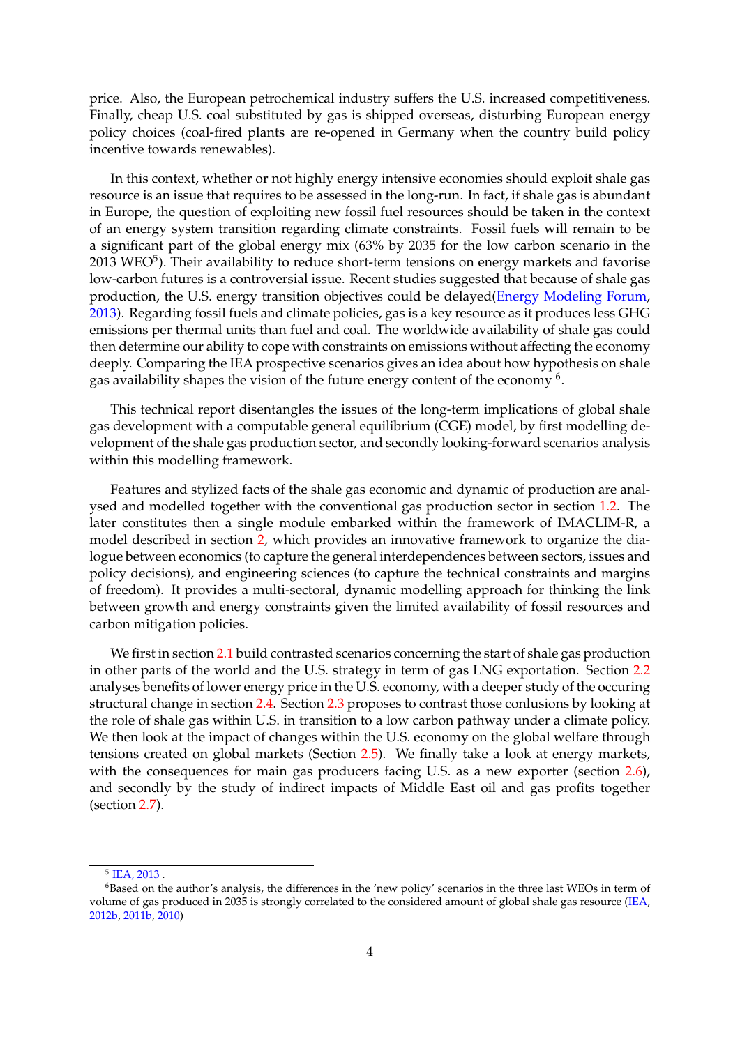price. Also, the European petrochemical industry suffers the U.S. increased competitiveness. Finally, cheap U.S. coal substituted by gas is shipped overseas, disturbing European energy policy choices (coal-fired plants are re-opened in Germany when the country build policy incentive towards renewables).

In this context, whether or not highly energy intensive economies should exploit shale gas resource is an issue that requires to be assessed in the long-run. In fact, if shale gas is abundant in Europe, the question of exploiting new fossil fuel resources should be taken in the context of an energy system transition regarding climate constraints. Fossil fuels will remain to be a significant part of the global energy mix (63% by 2035 for the low carbon scenario in the 2013 WEO[5]). Their availability to reduce short-term tensions on energy markets and favorise low-carbon futures is a controversial issue. Recent studies suggested that because of shale gas production, the U.S. energy transition objectives could be delayed(Energy Modeling Forum, 2013). Regarding fossil fuels and climate policies, gas is a key resource as it produces less GHG emissions per thermal units than fuel and coal. The worldwide availability of shale gas could then determine our ability to cope with constraints on emissions without affecting the economy deeply. Comparing the IEA prospective scenarios gives an idea about how hypothesis on shale gas availability shapes the vision of the future energy content of the economy [6].

This technical report disentangles the issues of the long-term implications of global shale gas development with a computable general equilibrium (CGE) model, by first modelling development of the shale gas production sector, and secondly looking-forward scenarios analysis within this modelling framework.

Features and stylized facts of the shale gas economic and dynamic of production are analysed and modelled together with the conventional gas production sector in section 1.2. The later constitutes then a single module embarked within the framework of IMACLIM-R, a model described in section 2, which provides an innovative framework to organize the dialogue between economics (to capture the general interdependences between sectors, issues and policy decisions), and engineering sciences (to capture the technical constraints and margins of freedom). It provides a multi-sectoral, dynamic modelling approach for thinking the link between growth and energy constraints given the limited availability of fossil resources and carbon mitigation policies.

We first in section 2.1 build contrasted scenarios concerning the start of shale gas production in other parts of the world and the U.S. strategy in term of gas LNG exportation. Section 2.2 analyses benefits of lower energy price in the U.S. economy, with a deeper study of the occuring structural change in section 2.4. Section 2.3 proposes to contrast those conlusions by looking at the role of shale gas within U.S. in transition to a low carbon pathway under a climate policy. We then look at the impact of changes within the U.S. economy on the global welfare through tensions created on global markets (Section 2.5). We finally take a look at energy markets, with the consequences for main gas producers facing U.S. as a new exporter (section 2.6), and secondly by the study of indirect impacts of Middle East oil and gas profits together (section 2.7).

---

[5] IEA, 2013 .

[6] Based on the author's analysis, the differences in the 'new policy' scenarios in the three last WEOs in term of volume of gas produced in 2035 is strongly correlated to the considered amount of global shale gas resource (IEA, 2012b, 2011b, 2010)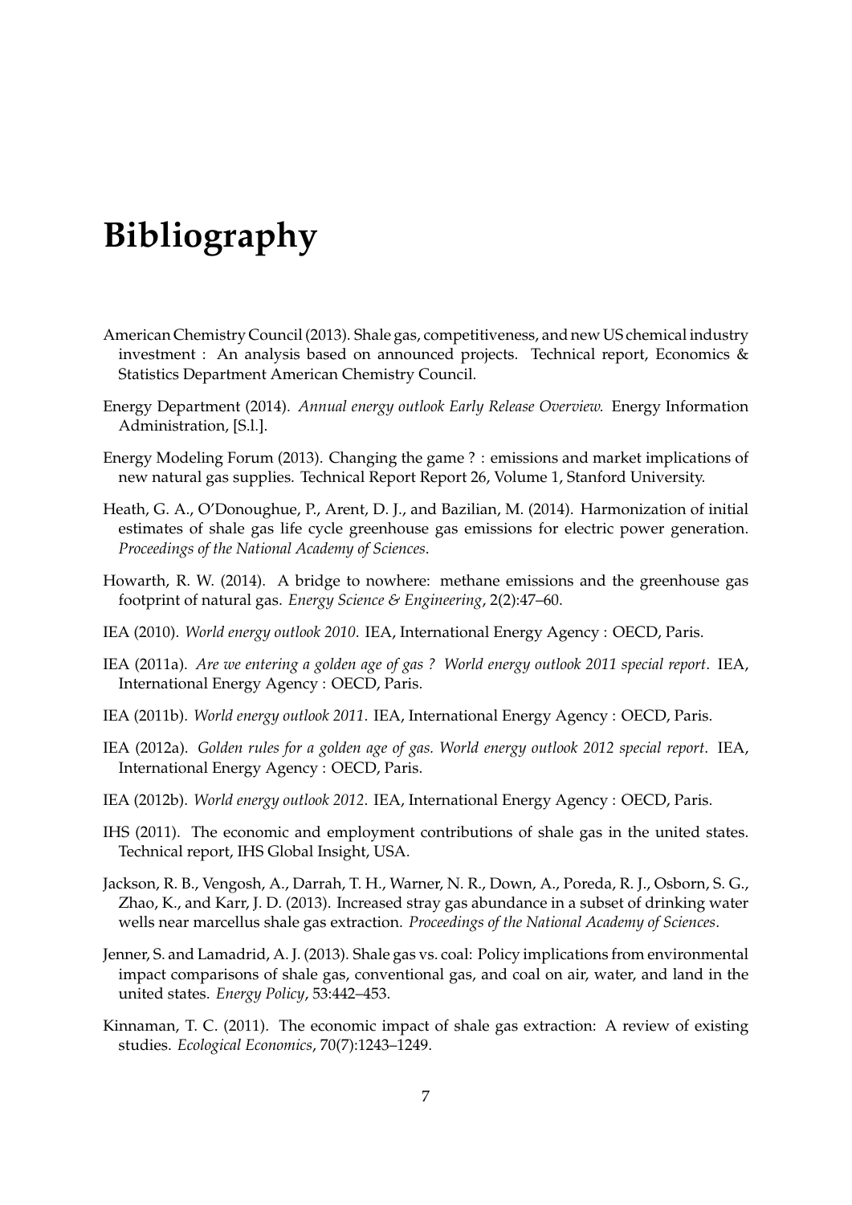# Bibliography

American Chemistry Council (2013). Shale gas, competitiveness, and new US chemical industry investment : An analysis based on announced projects. Technical report, Economics & Statistics Department American Chemistry Council.

Energy Department (2014). *Annual energy outlook Early Release Overview.* Energy Information Administration, [S.l.].

Energy Modeling Forum (2013). Changing the game ? : emissions and market implications of new natural gas supplies. Technical Report Report 26, Volume 1, Stanford University.

Heath, G. A., O'Donoughue, P., Arent, D. J., and Bazilian, M. (2014). Harmonization of initial estimates of shale gas life cycle greenhouse gas emissions for electric power generation. *Proceedings of the National Academy of Sciences*.

Howarth, R. W. (2014). A bridge to nowhere: methane emissions and the greenhouse gas footprint of natural gas. *Energy Science & Engineering*, 2(2):47–60.

IEA (2010). *World energy outlook 2010*. IEA, International Energy Agency : OECD, Paris.

IEA (2011a). *Are we entering a golden age of gas ? World energy outlook 2011 special report*. IEA, International Energy Agency : OECD, Paris.

IEA (2011b). *World energy outlook 2011*. IEA, International Energy Agency : OECD, Paris.

IEA (2012a). *Golden rules for a golden age of gas. World energy outlook 2012 special report*. IEA, International Energy Agency : OECD, Paris.

IEA (2012b). *World energy outlook 2012*. IEA, International Energy Agency : OECD, Paris.

IHS (2011). The economic and employment contributions of shale gas in the united states. Technical report, IHS Global Insight, USA.

Jackson, R. B., Vengosh, A., Darrah, T. H., Warner, N. R., Down, A., Poreda, R. J., Osborn, S. G., Zhao, K., and Karr, J. D. (2013). Increased stray gas abundance in a subset of drinking water wells near marcellus shale gas extraction. *Proceedings of the National Academy of Sciences*.

Jenner, S. and Lamadrid, A. J. (2013). Shale gas vs. coal: Policy implications from environmental impact comparisons of shale gas, conventional gas, and coal on air, water, and land in the united states. *Energy Policy*, 53:442–453.

Kinnaman, T. C. (2011). The economic impact of shale gas extraction: A review of existing studies. *Ecological Economics*, 70(7):1243–1249.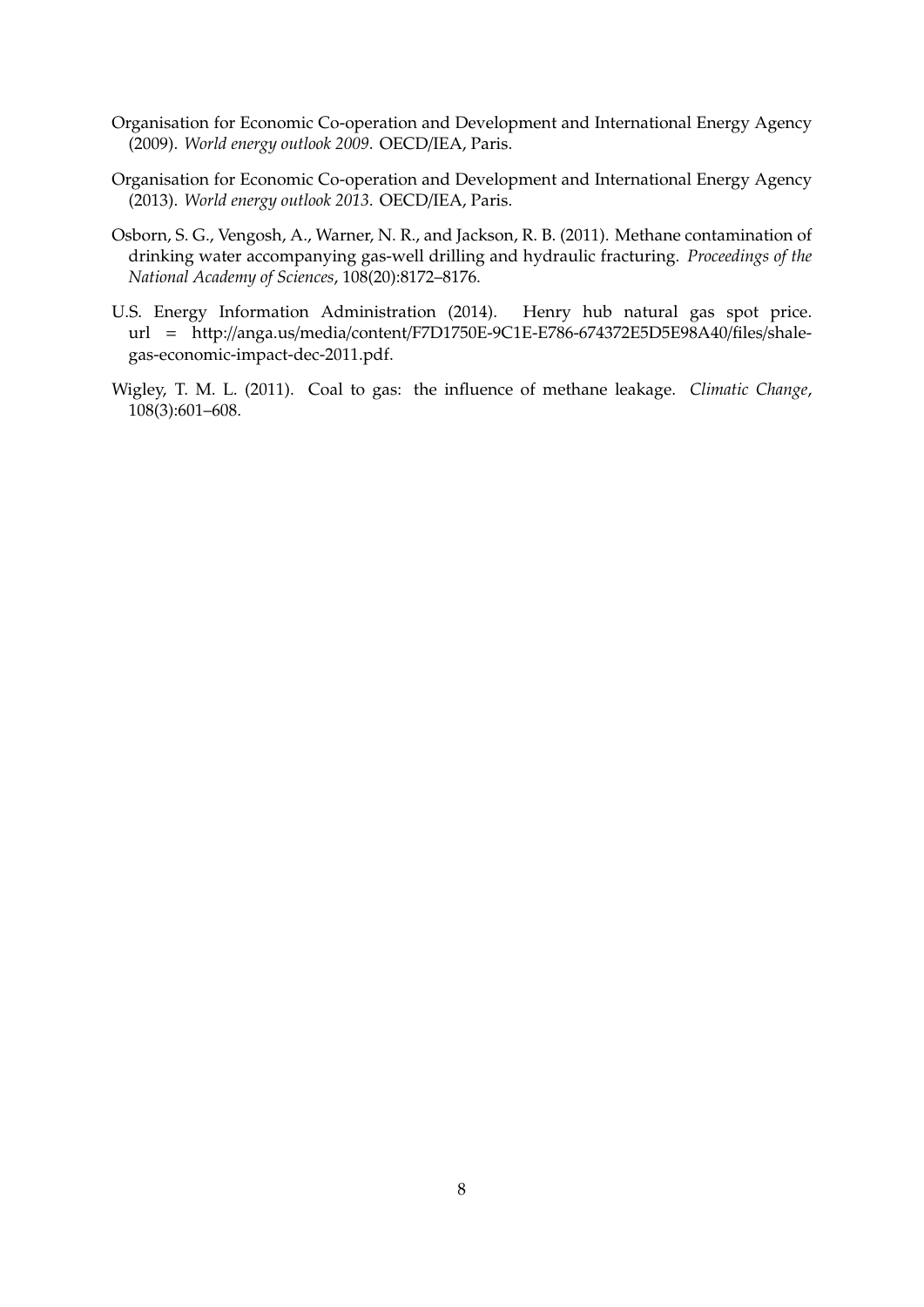Organisation for Economic Co-operation and Development and International Energy Agency (2009). *World energy outlook 2009*. OECD/IEA, Paris.

Organisation for Economic Co-operation and Development and International Energy Agency (2013). *World energy outlook 2013*. OECD/IEA, Paris.

Osborn, S. G., Vengosh, A., Warner, N. R., and Jackson, R. B. (2011). Methane contamination of drinking water accompanying gas-well drilling and hydraulic fracturing. *Proceedings of the National Academy of Sciences*, 108(20):8172–8176.

U.S. Energy Information Administration (2014). Henry hub natural gas spot price. url = http://anga.us/media/content/F7D1750E-9C1E-E786-674372E5D5E98A40/files/shale-gas-economic-impact-dec-2011.pdf.

Wigley, T. M. L. (2011). Coal to gas: the influence of methane leakage. *Climatic Change*, 108(3):601–608.